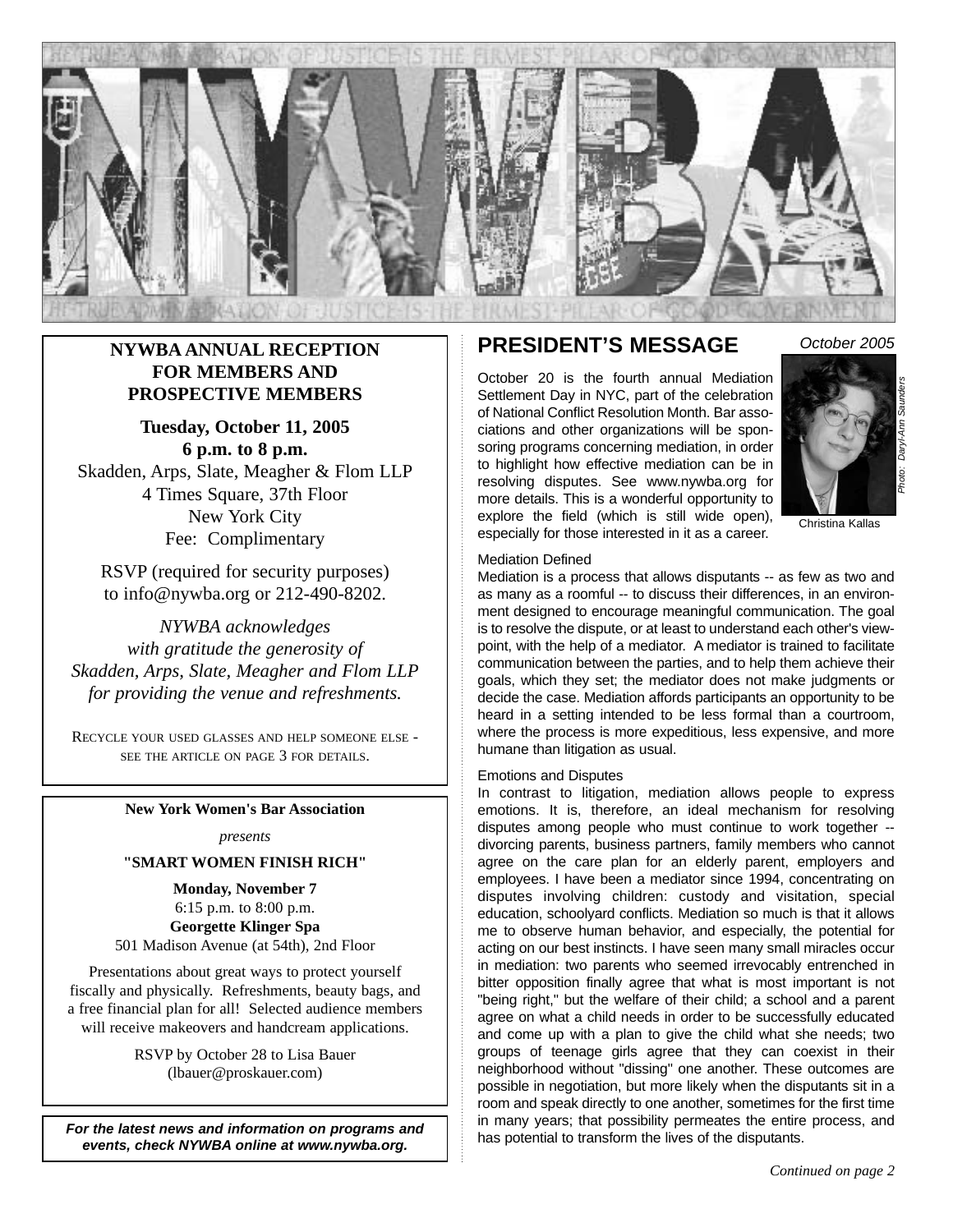# NYWBA

THE TRUE ADMINISTRATION OF JUSTICE IS THE FIRMEST PILLAR OF GOOD GOVERNMENT

**NYWBA ANNUAL RECEPTION FOR MEMBERS AND PROSPECTIVE MEMBERS**

**Tuesday, October 11, 2005**
**6 p.m. to 8 p.m.**
Skadden, Arps, Slate, Meagher & Flom LLP
4 Times Square, 37th Floor
New York City
Fee: Complimentary

RSVP (required for security purposes) to info@nywba.org or 212-490-8202.

*NYWBA acknowledges with gratitude the generosity of Skadden, Arps, Slate, Meagher and Flom LLP for providing the venue and refreshments.*

RECYCLE YOUR USED GLASSES AND HELP SOMEONE ELSE - SEE THE ARTICLE ON PAGE 3 FOR DETAILS.

**New York Women's Bar Association**

*presents*

**"SMART WOMEN FINISH RICH"**

**Monday, November 7**
6:15 p.m. to 8:00 p.m.
**Georgette Klinger Spa**
501 Madison Avenue (at 54th), 2nd Floor

Presentations about great ways to protect yourself fiscally and physically. Refreshments, beauty bags, and a free financial plan for all! Selected audience members will receive makeovers and handcream applications.

RSVP by October 28 to Lisa Bauer (lbauer@proskauer.com)

***For the latest news and information on programs and events, check NYWBA online at www.nywba.org.***

## PRESIDENT'S MESSAGE

*October 2005*

Christina Kallas

*Photo: Daryl-Ann Saunders*

October 20 is the fourth annual Mediation Settlement Day in NYC, part of the celebration of National Conflict Resolution Month. Bar associations and other organizations will be sponsoring programs concerning mediation, in order to highlight how effective mediation can be in resolving disputes. See www.nywba.org for more details. This is a wonderful opportunity to explore the field (which is still wide open), especially for those interested in it as a career.

### Mediation Defined

Mediation is a process that allows disputants -- as few as two and as many as a roomful -- to discuss their differences, in an environment designed to encourage meaningful communication. The goal is to resolve the dispute, or at least to understand each other's viewpoint, with the help of a mediator. A mediator is trained to facilitate communication between the parties, and to help them achieve their goals, which they set; the mediator does not make judgments or decide the case. Mediation affords participants an opportunity to be heard in a setting intended to be less formal than a courtroom, where the process is more expeditious, less expensive, and more humane than litigation as usual.

### Emotions and Disputes

In contrast to litigation, mediation allows people to express emotions. It is, therefore, an ideal mechanism for resolving disputes among people who must continue to work together -- divorcing parents, business partners, family members who cannot agree on the care plan for an elderly parent, employers and employees. I have been a mediator since 1994, concentrating on disputes involving children: custody and visitation, special education, schoolyard conflicts. Mediation so much is that it allows me to observe human behavior, and especially, the potential for acting on our best instincts. I have seen many small miracles occur in mediation: two parents who seemed irrevocably entrenched in bitter opposition finally agree that what is most important is not "being right," but the welfare of their child; a school and a parent agree on what a child needs in order to be successfully educated and come up with a plan to give the child what she needs; two groups of teenage girls agree that they can coexist in their neighborhood without "dissing" one another. These outcomes are possible in negotiation, but more likely when the disputants sit in a room and speak directly to one another, sometimes for the first time in many years; that possibility permeates the entire process, and has potential to transform the lives of the disputants.

*Continued on page 2*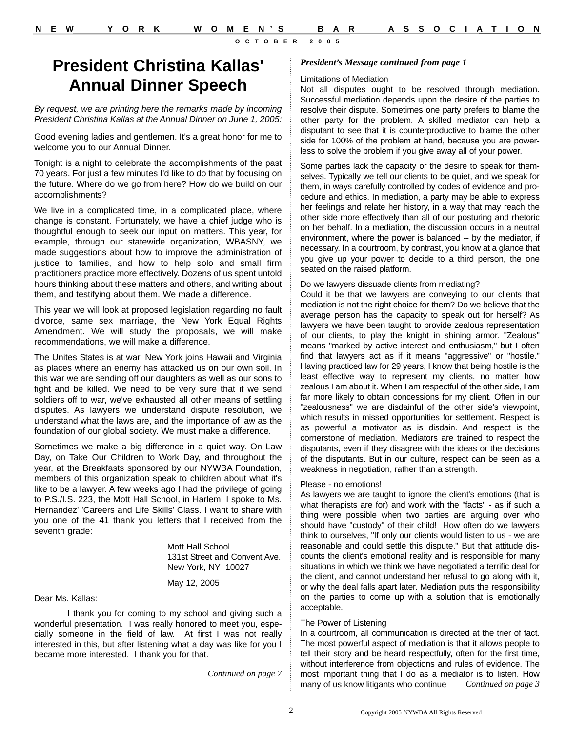# President Christina Kallas' Annual Dinner Speech

*By request, we are printing here the remarks made by incoming President Christina Kallas at the Annual Dinner on June 1, 2005:*

Good evening ladies and gentlemen. It's a great honor for me to welcome you to our Annual Dinner.

Tonight is a night to celebrate the accomplishments of the past 70 years. For just a few minutes I'd like to do that by focusing on the future. Where do we go from here? How do we build on our accomplishments?

We live in a complicated time, in a complicated place, where change is constant. Fortunately, we have a chief judge who is thoughtful enough to seek our input on matters. This year, for example, through our statewide organization, WBASNY, we made suggestions about how to improve the administration of justice to families, and how to help solo and small firm practitioners practice more effectively. Dozens of us spent untold hours thinking about these matters and others, and writing about them, and testifying about them. We made a difference.

This year we will look at proposed legislation regarding no fault divorce, same sex marriage, the New York Equal Rights Amendment. We will study the proposals, we will make recommendations, we will make a difference.

The Unites States is at war. New York joins Hawaii and Virginia as places where an enemy has attacked us on our own soil. In this war we are sending off our daughters as well as our sons to fight and be killed. We need to be very sure that if we send soldiers off to war, we've exhausted all other means of settling disputes. As lawyers we understand dispute resolution, we understand what the laws are, and the importance of law as the foundation of our global society. We must make a difference.

Sometimes we make a big difference in a quiet way. On Law Day, on Take Our Children to Work Day, and throughout the year, at the Breakfasts sponsored by our NYWBA Foundation, members of this organization speak to children about what it's like to be a lawyer. A few weeks ago I had the privilege of going to P.S./I.S. 223, the Mott Hall School, in Harlem. I spoke to Ms. Hernandez' 'Careers and Life Skills' Class. I want to share with you one of the 41 thank you letters that I received from the seventh grade:

Mott Hall School
131st Street and Convent Ave.
New York, NY 10027

May 12, 2005

Dear Ms. Kallas:

I thank you for coming to my school and giving such a wonderful presentation. I was really honored to meet you, especially someone in the field of law. At first I was not really interested in this, but after listening what a day was like for you I became more interested. I thank you for that.

*Continued on page 7*

***President's Message continued from page 1***

Limitations of Mediation

Not all disputes ought to be resolved through mediation. Successful mediation depends upon the desire of the parties to resolve their dispute. Sometimes one party prefers to blame the other party for the problem. A skilled mediator can help a disputant to see that it is counterproductive to blame the other side for 100% of the problem at hand, because you are powerless to solve the problem if you give away all of your power.

Some parties lack the capacity or the desire to speak for themselves. Typically we tell our clients to be quiet, and we speak for them, in ways carefully controlled by codes of evidence and procedure and ethics. In mediation, a party may be able to express her feelings and relate her history, in a way that may reach the other side more effectively than all of our posturing and rhetoric on her behalf. In a mediation, the discussion occurs in a neutral environment, where the power is balanced -- by the mediator, if necessary. In a courtroom, by contrast, you know at a glance that you give up your power to decide to a third person, the one seated on the raised platform.

Do we lawyers dissuade clients from mediating?

Could it be that we lawyers are conveying to our clients that mediation is not the right choice for them? Do we believe that the average person has the capacity to speak out for herself? As lawyers we have been taught to provide zealous representation of our clients, to play the knight in shining armor. "Zealous" means "marked by active interest and enthusiasm," but I often find that lawyers act as if it means "aggressive" or "hostile." Having practiced law for 29 years, I know that being hostile is the least effective way to represent my clients, no matter how zealous I am about it. When I am respectful of the other side, I am far more likely to obtain concessions for my client. Often in our "zealousness" we are disdainful of the other side's viewpoint, which results in missed opportunities for settlement. Respect is as powerful a motivator as is disdain. And respect is the cornerstone of mediation. Mediators are trained to respect the disputants, even if they disagree with the ideas or the decisions of the disputants. But in our culture, respect can be seen as a weakness in negotiation, rather than a strength.

Please - no emotions!

As lawyers we are taught to ignore the client's emotions (that is what therapists are for) and work with the "facts" - as if such a thing were possible when two parties are arguing over who should have "custody" of their child! How often do we lawyers think to ourselves, "If only our clients would listen to us - we are reasonable and could settle this dispute." But that attitude discounts the client's emotional reality and is responsible for many situations in which we think we have negotiated a terrific deal for the client, and cannot understand her refusal to go along with it, or why the deal falls apart later. Mediation puts the responsibility on the parties to come up with a solution that is emotionally acceptable.

The Power of Listening

In a courtroom, all communication is directed at the trier of fact. The most powerful aspect of mediation is that it allows people to tell their story and be heard respectfully, often for the first time, without interference from objections and rules of evidence. The most important thing that I do as a mediator is to listen. How many of us know litigants who continue *Continued on page 3*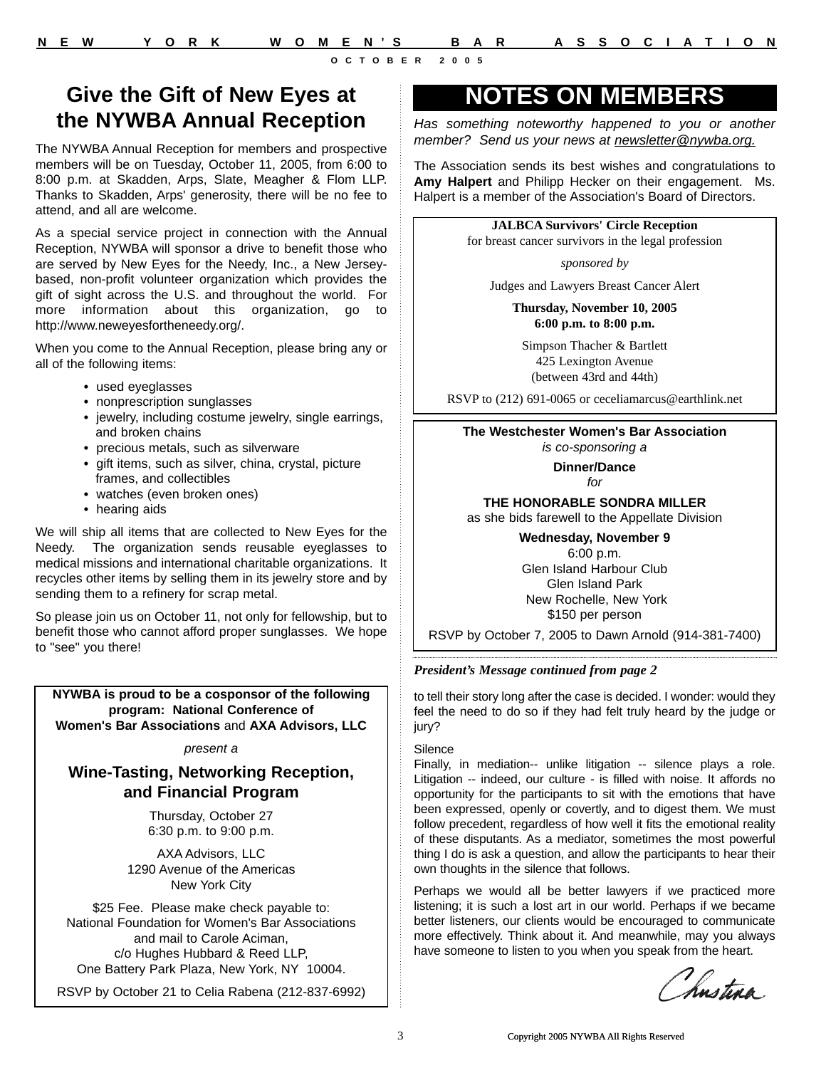## Give the Gift of New Eyes at the NYWBA Annual Reception

The NYWBA Annual Reception for members and prospective members will be on Tuesday, October 11, 2005, from 6:00 to 8:00 p.m. at Skadden, Arps, Slate, Meagher & Flom LLP. Thanks to Skadden, Arps' generosity, there will be no fee to attend, and all are welcome.

As a special service project in connection with the Annual Reception, NYWBA will sponsor a drive to benefit those who are served by New Eyes for the Needy, Inc., a New Jersey-based, non-profit volunteer organization which provides the gift of sight across the U.S. and throughout the world. For more information about this organization, go to http://www.neweyesfortheneedy.org/.

When you come to the Annual Reception, please bring any or all of the following items:

- used eyeglasses
- nonprescription sunglasses
- jewelry, including costume jewelry, single earrings, and broken chains
- precious metals, such as silverware
- gift items, such as silver, china, crystal, picture frames, and collectibles
- watches (even broken ones)
- hearing aids

We will ship all items that are collected to New Eyes for the Needy. The organization sends reusable eyeglasses to medical missions and international charitable organizations. It recycles other items by selling them in its jewelry store and by sending them to a refinery for scrap metal.

So please join us on October 11, not only for fellowship, but to benefit those who cannot afford proper sunglasses. We hope to "see" you there!

---

**NYWBA is proud to be a cosponsor of the following program: National Conference of Women's Bar Associations** and **AXA Advisors, LLC**

*present a*

### Wine-Tasting, Networking Reception, and Financial Program

Thursday, October 27
6:30 p.m. to 9:00 p.m.

AXA Advisors, LLC
1290 Avenue of the Americas
New York City

$25 Fee. Please make check payable to:
National Foundation for Women's Bar Associations
and mail to Carole Aciman,
c/o Hughes Hubbard & Reed LLP,
One Battery Park Plaza, New York, NY 10004.

RSVP by October 21 to Celia Rabena (212-837-6992)

---

## NOTES ON MEMBERS

*Has something noteworthy happened to you or another member? Send us your news at newsletter@nywba.org.*

The Association sends its best wishes and congratulations to **Amy Halpert** and Philipp Hecker on their engagement. Ms. Halpert is a member of the Association's Board of Directors.

---

**JALBCA Survivors' Circle Reception**
for breast cancer survivors in the legal profession

*sponsored by*

Judges and Lawyers Breast Cancer Alert

**Thursday, November 10, 2005**
**6:00 p.m. to 8:00 p.m.**

Simpson Thacher & Bartlett
425 Lexington Avenue
(between 43rd and 44th)

RSVP to (212) 691-0065 or ceceliamarcus@earthlink.net

---

**The Westchester Women's Bar Association**
*is co-sponsoring a*

**Dinner/Dance**
*for*

**THE HONORABLE SONDRA MILLER**
as she bids farewell to the Appellate Division

**Wednesday, November 9**
6:00 p.m.
Glen Island Harbour Club
Glen Island Park
New Rochelle, New York
$150 per person

RSVP by October 7, 2005 to Dawn Arnold (914-381-7400)

---

***President's Message continued from page 2***

to tell their story long after the case is decided. I wonder: would they feel the need to do so if they had felt truly heard by the judge or jury?

Silence
Finally, in mediation-- unlike litigation -- silence plays a role. Litigation -- indeed, our culture - is filled with noise. It affords no opportunity for the participants to sit with the emotions that have been expressed, openly or covertly, and to digest them. We must follow precedent, regardless of how well it fits the emotional reality of these disputants. As a mediator, sometimes the most powerful thing I do is ask a question, and allow the participants to hear their own thoughts in the silence that follows.

Perhaps we would all be better lawyers if we practiced more listening; it is such a lost art in our world. Perhaps if we became better listeners, our clients would be encouraged to communicate more effectively. Think about it. And meanwhile, may you always have someone to listen to you when you speak from the heart.

Christina

Copyright 2005 NYWBA All Rights Reserved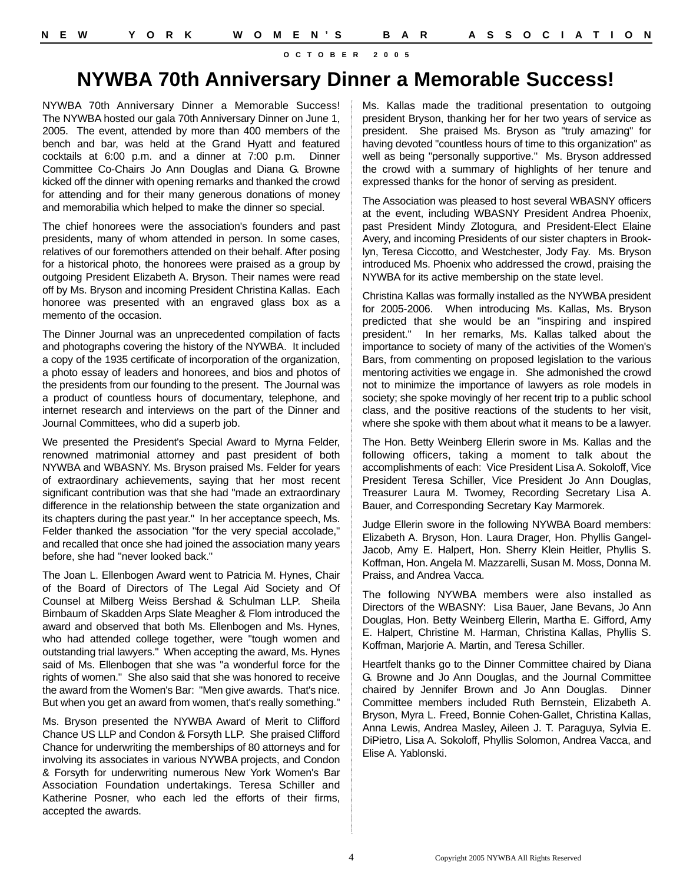# NYWBA 70th Anniversary Dinner a Memorable Success!

NYWBA 70th Anniversary Dinner a Memorable Success! The NYWBA hosted our gala 70th Anniversary Dinner on June 1, 2005. The event, attended by more than 400 members of the bench and bar, was held at the Grand Hyatt and featured cocktails at 6:00 p.m. and a dinner at 7:00 p.m. Dinner Committee Co-Chairs Jo Ann Douglas and Diana G. Browne kicked off the dinner with opening remarks and thanked the crowd for attending and for their many generous donations of money and memorabilia which helped to make the dinner so special.

The chief honorees were the association's founders and past presidents, many of whom attended in person. In some cases, relatives of our foremothers attended on their behalf. After posing for a historical photo, the honorees were praised as a group by outgoing President Elizabeth A. Bryson. Their names were read off by Ms. Bryson and incoming President Christina Kallas. Each honoree was presented with an engraved glass box as a memento of the occasion.

The Dinner Journal was an unprecedented compilation of facts and photographs covering the history of the NYWBA. It included a copy of the 1935 certificate of incorporation of the organization, a photo essay of leaders and honorees, and bios and photos of the presidents from our founding to the present. The Journal was a product of countless hours of documentary, telephone, and internet research and interviews on the part of the Dinner and Journal Committees, who did a superb job.

We presented the President's Special Award to Myrna Felder, renowned matrimonial attorney and past president of both NYWBA and WBASNY. Ms. Bryson praised Ms. Felder for years of extraordinary achievements, saying that her most recent significant contribution was that she had "made an extraordinary difference in the relationship between the state organization and its chapters during the past year." In her acceptance speech, Ms. Felder thanked the association "for the very special accolade," and recalled that once she had joined the association many years before, she had "never looked back."

The Joan L. Ellenbogen Award went to Patricia M. Hynes, Chair of the Board of Directors of The Legal Aid Society and Of Counsel at Milberg Weiss Bershad & Schulman LLP. Sheila Birnbaum of Skadden Arps Slate Meagher & Flom introduced the award and observed that both Ms. Ellenbogen and Ms. Hynes, who had attended college together, were "tough women and outstanding trial lawyers." When accepting the award, Ms. Hynes said of Ms. Ellenbogen that she was "a wonderful force for the rights of women." She also said that she was honored to receive the award from the Women's Bar: "Men give awards. That's nice. But when you get an award from women, that's really something."

Ms. Bryson presented the NYWBA Award of Merit to Clifford Chance US LLP and Condon & Forsyth LLP. She praised Clifford Chance for underwriting the memberships of 80 attorneys and for involving its associates in various NYWBA projects, and Condon & Forsyth for underwriting numerous New York Women's Bar Association Foundation undertakings. Teresa Schiller and Katherine Posner, who each led the efforts of their firms, accepted the awards.

Ms. Kallas made the traditional presentation to outgoing president Bryson, thanking her for her two years of service as president. She praised Ms. Bryson as "truly amazing" for having devoted "countless hours of time to this organization" as well as being "personally supportive." Ms. Bryson addressed the crowd with a summary of highlights of her tenure and expressed thanks for the honor of serving as president.

The Association was pleased to host several WBASNY officers at the event, including WBASNY President Andrea Phoenix, past President Mindy Zlotogura, and President-Elect Elaine Avery, and incoming Presidents of our sister chapters in Brooklyn, Teresa Ciccotto, and Westchester, Jody Fay. Ms. Bryson introduced Ms. Phoenix who addressed the crowd, praising the NYWBA for its active membership on the state level.

Christina Kallas was formally installed as the NYWBA president for 2005-2006. When introducing Ms. Kallas, Ms. Bryson predicted that she would be an "inspiring and inspired president." In her remarks, Ms. Kallas talked about the importance to society of many of the activities of the Women's Bars, from commenting on proposed legislation to the various mentoring activities we engage in. She admonished the crowd not to minimize the importance of lawyers as role models in society; she spoke movingly of her recent trip to a public school class, and the positive reactions of the students to her visit, where she spoke with them about what it means to be a lawyer.

The Hon. Betty Weinberg Ellerin swore in Ms. Kallas and the following officers, taking a moment to talk about the accomplishments of each: Vice President Lisa A. Sokoloff, Vice President Teresa Schiller, Vice President Jo Ann Douglas, Treasurer Laura M. Twomey, Recording Secretary Lisa A. Bauer, and Corresponding Secretary Kay Marmorek.

Judge Ellerin swore in the following NYWBA Board members: Elizabeth A. Bryson, Hon. Laura Drager, Hon. Phyllis Gangel-Jacob, Amy E. Halpert, Hon. Sherry Klein Heitler, Phyllis S. Koffman, Hon. Angela M. Mazzarelli, Susan M. Moss, Donna M. Praiss, and Andrea Vacca.

The following NYWBA members were also installed as Directors of the WBASNY: Lisa Bauer, Jane Bevans, Jo Ann Douglas, Hon. Betty Weinberg Ellerin, Martha E. Gifford, Amy E. Halpert, Christine M. Harman, Christina Kallas, Phyllis S. Koffman, Marjorie A. Martin, and Teresa Schiller.

Heartfelt thanks go to the Dinner Committee chaired by Diana G. Browne and Jo Ann Douglas, and the Journal Committee chaired by Jennifer Brown and Jo Ann Douglas. Dinner Committee members included Ruth Bernstein, Elizabeth A. Bryson, Myra L. Freed, Bonnie Cohen-Gallet, Christina Kallas, Anna Lewis, Andrea Masley, Aileen J. T. Paraguya, Sylvia E. DiPietro, Lisa A. Sokoloff, Phyllis Solomon, Andrea Vacca, and Elise A. Yablonski.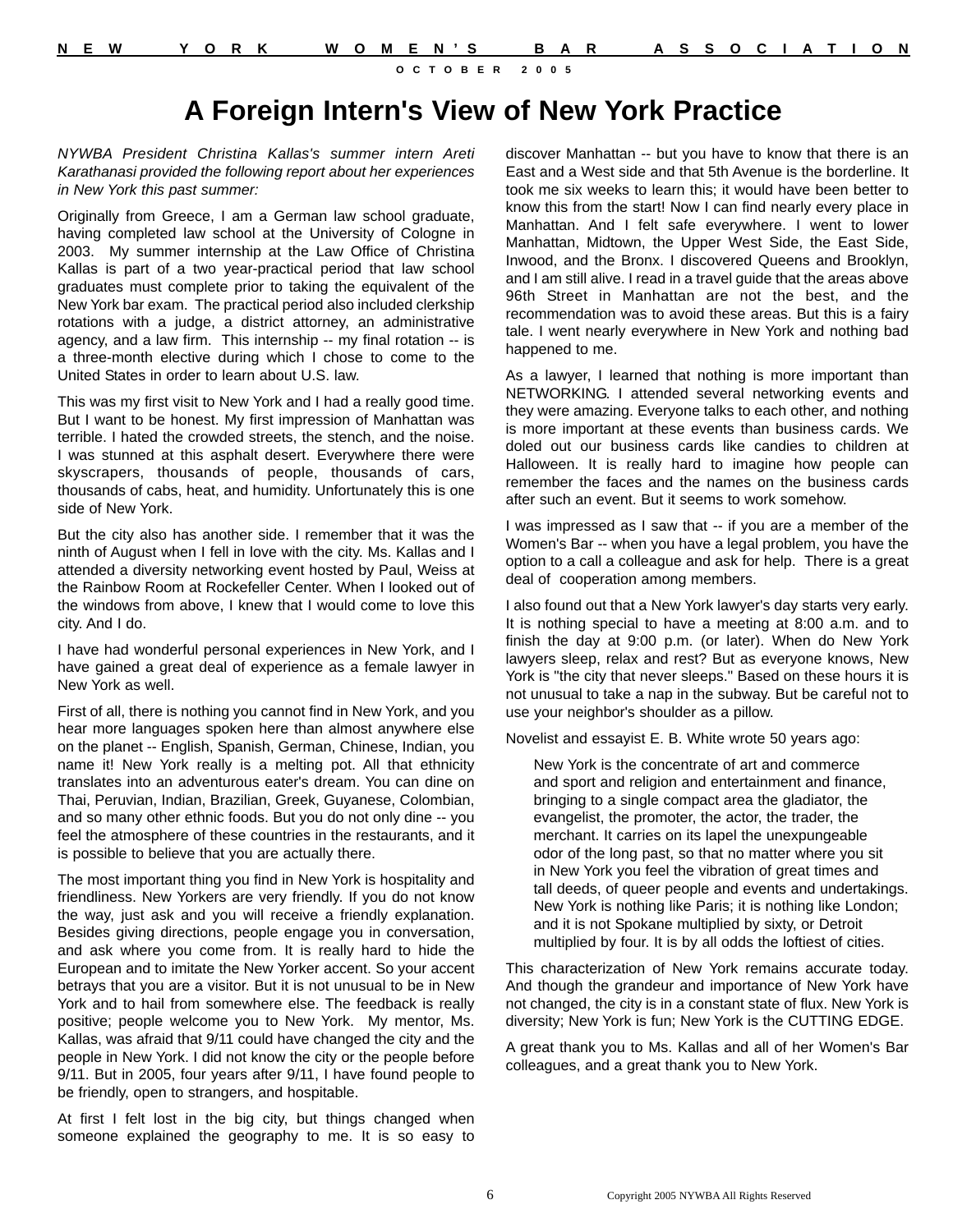# A Foreign Intern's View of New York Practice

*NYWBA President Christina Kallas's summer intern Areti Karathanasi provided the following report about her experiences in New York this past summer:*

Originally from Greece, I am a German law school graduate, having completed law school at the University of Cologne in 2003. My summer internship at the Law Office of Christina Kallas is part of a two year-practical period that law school graduates must complete prior to taking the equivalent of the New York bar exam. The practical period also included clerkship rotations with a judge, a district attorney, an administrative agency, and a law firm. This internship -- my final rotation -- is a three-month elective during which I chose to come to the United States in order to learn about U.S. law.

This was my first visit to New York and I had a really good time. But I want to be honest. My first impression of Manhattan was terrible. I hated the crowded streets, the stench, and the noise. I was stunned at this asphalt desert. Everywhere there were skyscrapers, thousands of people, thousands of cars, thousands of cabs, heat, and humidity. Unfortunately this is one side of New York.

But the city also has another side. I remember that it was the ninth of August when I fell in love with the city. Ms. Kallas and I attended a diversity networking event hosted by Paul, Weiss at the Rainbow Room at Rockefeller Center. When I looked out of the windows from above, I knew that I would come to love this city. And I do.

I have had wonderful personal experiences in New York, and I have gained a great deal of experience as a female lawyer in New York as well.

First of all, there is nothing you cannot find in New York, and you hear more languages spoken here than almost anywhere else on the planet -- English, Spanish, German, Chinese, Indian, you name it! New York really is a melting pot. All that ethnicity translates into an adventurous eater's dream. You can dine on Thai, Peruvian, Indian, Brazilian, Greek, Guyanese, Colombian, and so many other ethnic foods. But you do not only dine -- you feel the atmosphere of these countries in the restaurants, and it is possible to believe that you are actually there.

The most important thing you find in New York is hospitality and friendliness. New Yorkers are very friendly. If you do not know the way, just ask and you will receive a friendly explanation. Besides giving directions, people engage you in conversation, and ask where you come from. It is really hard to hide the European and to imitate the New Yorker accent. So your accent betrays that you are a visitor. But it is not unusual to be in New York and to hail from somewhere else. The feedback is really positive; people welcome you to New York. My mentor, Ms. Kallas, was afraid that 9/11 could have changed the city and the people in New York. I did not know the city or the people before 9/11. But in 2005, four years after 9/11, I have found people to be friendly, open to strangers, and hospitable.

At first I felt lost in the big city, but things changed when someone explained the geography to me. It is so easy to discover Manhattan -- but you have to know that there is an East and a West side and that 5th Avenue is the borderline. It took me six weeks to learn this; it would have been better to know this from the start! Now I can find nearly every place in Manhattan. And I felt safe everywhere. I went to lower Manhattan, Midtown, the Upper West Side, the East Side, Inwood, and the Bronx. I discovered Queens and Brooklyn, and I am still alive. I read in a travel guide that the areas above 96th Street in Manhattan are not the best, and the recommendation was to avoid these areas. But this is a fairy tale. I went nearly everywhere in New York and nothing bad happened to me.

As a lawyer, I learned that nothing is more important than NETWORKING. I attended several networking events and they were amazing. Everyone talks to each other, and nothing is more important at these events than business cards. We doled out our business cards like candies to children at Halloween. It is really hard to imagine how people can remember the faces and the names on the business cards after such an event. But it seems to work somehow.

I was impressed as I saw that -- if you are a member of the Women's Bar -- when you have a legal problem, you have the option to a call a colleague and ask for help. There is a great deal of cooperation among members.

I also found out that a New York lawyer's day starts very early. It is nothing special to have a meeting at 8:00 a.m. and to finish the day at 9:00 p.m. (or later). When do New York lawyers sleep, relax and rest? But as everyone knows, New York is "the city that never sleeps." Based on these hours it is not unusual to take a nap in the subway. But be careful not to use your neighbor's shoulder as a pillow.

Novelist and essayist E. B. White wrote 50 years ago:

> New York is the concentrate of art and commerce and sport and religion and entertainment and finance, bringing to a single compact area the gladiator, the evangelist, the promoter, the actor, the trader, the merchant. It carries on its lapel the unexpungeable odor of the long past, so that no matter where you sit in New York you feel the vibration of great times and tall deeds, of queer people and events and undertakings. New York is nothing like Paris; it is nothing like London; and it is not Spokane multiplied by sixty, or Detroit multiplied by four. It is by all odds the loftiest of cities.

This characterization of New York remains accurate today. And though the grandeur and importance of New York have not changed, the city is in a constant state of flux. New York is diversity; New York is fun; New York is the CUTTING EDGE.

A great thank you to Ms. Kallas and all of her Women's Bar colleagues, and a great thank you to New York.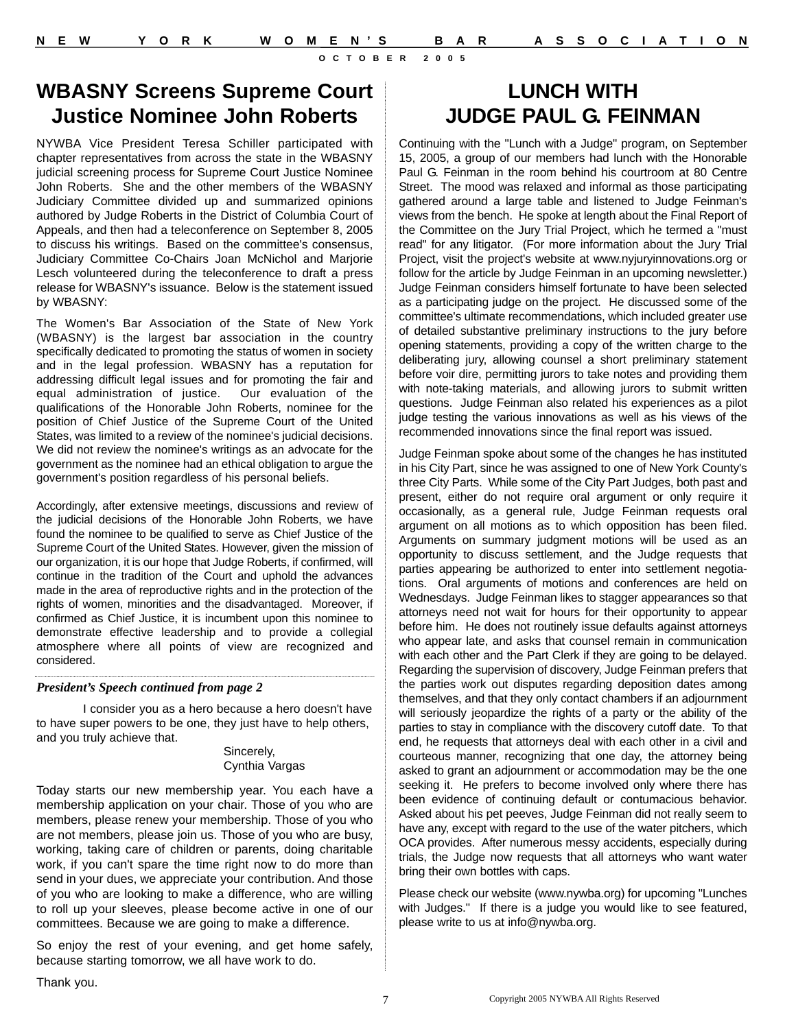## WBASNY Screens Supreme Court Justice Nominee John Roberts

NYWBA Vice President Teresa Schiller participated with chapter representatives from across the state in the WBASNY judicial screening process for Supreme Court Justice Nominee John Roberts. She and the other members of the WBASNY Judiciary Committee divided up and summarized opinions authored by Judge Roberts in the District of Columbia Court of Appeals, and then had a teleconference on September 8, 2005 to discuss his writings. Based on the committee's consensus, Judiciary Committee Co-Chairs Joan McNichol and Marjorie Lesch volunteered during the teleconference to draft a press release for WBASNY's issuance. Below is the statement issued by WBASNY:

The Women's Bar Association of the State of New York (WBASNY) is the largest bar association in the country specifically dedicated to promoting the status of women in society and in the legal profession. WBASNY has a reputation for addressing difficult legal issues and for promoting the fair and equal administration of justice. Our evaluation of the qualifications of the Honorable John Roberts, nominee for the position of Chief Justice of the Supreme Court of the United States, was limited to a review of the nominee's judicial decisions. We did not review the nominee's writings as an advocate for the government as the nominee had an ethical obligation to argue the government's position regardless of his personal beliefs.

Accordingly, after extensive meetings, discussions and review of the judicial decisions of the Honorable John Roberts, we have found the nominee to be qualified to serve as Chief Justice of the Supreme Court of the United States. However, given the mission of our organization, it is our hope that Judge Roberts, if confirmed, will continue in the tradition of the Court and uphold the advances made in the area of reproductive rights and in the protection of the rights of women, minorities and the disadvantaged. Moreover, if confirmed as Chief Justice, it is incumbent upon this nominee to demonstrate effective leadership and to provide a collegial atmosphere where all points of view are recognized and considered.

***President's Speech continued from page 2***

I consider you as a hero because a hero doesn't have to have super powers to be one, they just have to help others, and you truly achieve that.

Sincerely,
Cynthia Vargas

Today starts our new membership year. You each have a membership application on your chair. Those of you who are members, please renew your membership. Those of you who are not members, please join us. Those of you who are busy, working, taking care of children or parents, doing charitable work, if you can't spare the time right now to do more than send in your dues, we appreciate your contribution. And those of you who are looking to make a difference, who are willing to roll up your sleeves, please become active in one of our committees. Because we are going to make a difference.

So enjoy the rest of your evening, and get home safely, because starting tomorrow, we all have work to do.

Thank you.

## LUNCH WITH JUDGE PAUL G. FEINMAN

Continuing with the "Lunch with a Judge" program, on September 15, 2005, a group of our members had lunch with the Honorable Paul G. Feinman in the room behind his courtroom at 80 Centre Street. The mood was relaxed and informal as those participating gathered around a large table and listened to Judge Feinman's views from the bench. He spoke at length about the Final Report of the Committee on the Jury Trial Project, which he termed a "must read" for any litigator. (For more information about the Jury Trial Project, visit the project's website at www.nyjuryinnovations.org or follow for the article by Judge Feinman in an upcoming newsletter.) Judge Feinman considers himself fortunate to have been selected as a participating judge on the project. He discussed some of the committee's ultimate recommendations, which included greater use of detailed substantive preliminary instructions to the jury before opening statements, providing a copy of the written charge to the deliberating jury, allowing counsel a short preliminary statement before voir dire, permitting jurors to take notes and providing them with note-taking materials, and allowing jurors to submit written questions. Judge Feinman also related his experiences as a pilot judge testing the various innovations as well as his views of the recommended innovations since the final report was issued.

Judge Feinman spoke about some of the changes he has instituted in his City Part, since he was assigned to one of New York County's three City Parts. While some of the City Part Judges, both past and present, either do not require oral argument or only require it occasionally, as a general rule, Judge Feinman requests oral argument on all motions as to which opposition has been filed. Arguments on summary judgment motions will be used as an opportunity to discuss settlement, and the Judge requests that parties appearing be authorized to enter into settlement negotiations. Oral arguments of motions and conferences are held on Wednesdays. Judge Feinman likes to stagger appearances so that attorneys need not wait for hours for their opportunity to appear before him. He does not routinely issue defaults against attorneys who appear late, and asks that counsel remain in communication with each other and the Part Clerk if they are going to be delayed. Regarding the supervision of discovery, Judge Feinman prefers that the parties work out disputes regarding deposition dates among themselves, and that they only contact chambers if an adjournment will seriously jeopardize the rights of a party or the ability of the parties to stay in compliance with the discovery cutoff date. To that end, he requests that attorneys deal with each other in a civil and courteous manner, recognizing that one day, the attorney being asked to grant an adjournment or accommodation may be the one seeking it. He prefers to become involved only where there has been evidence of continuing default or contumacious behavior. Asked about his pet peeves, Judge Feinman did not really seem to have any, except with regard to the use of the water pitchers, which OCA provides. After numerous messy accidents, especially during trials, the Judge now requests that all attorneys who want water bring their own bottles with caps.

Please check our website (www.nywba.org) for upcoming "Lunches with Judges." If there is a judge you would like to see featured, please write to us at info@nywba.org.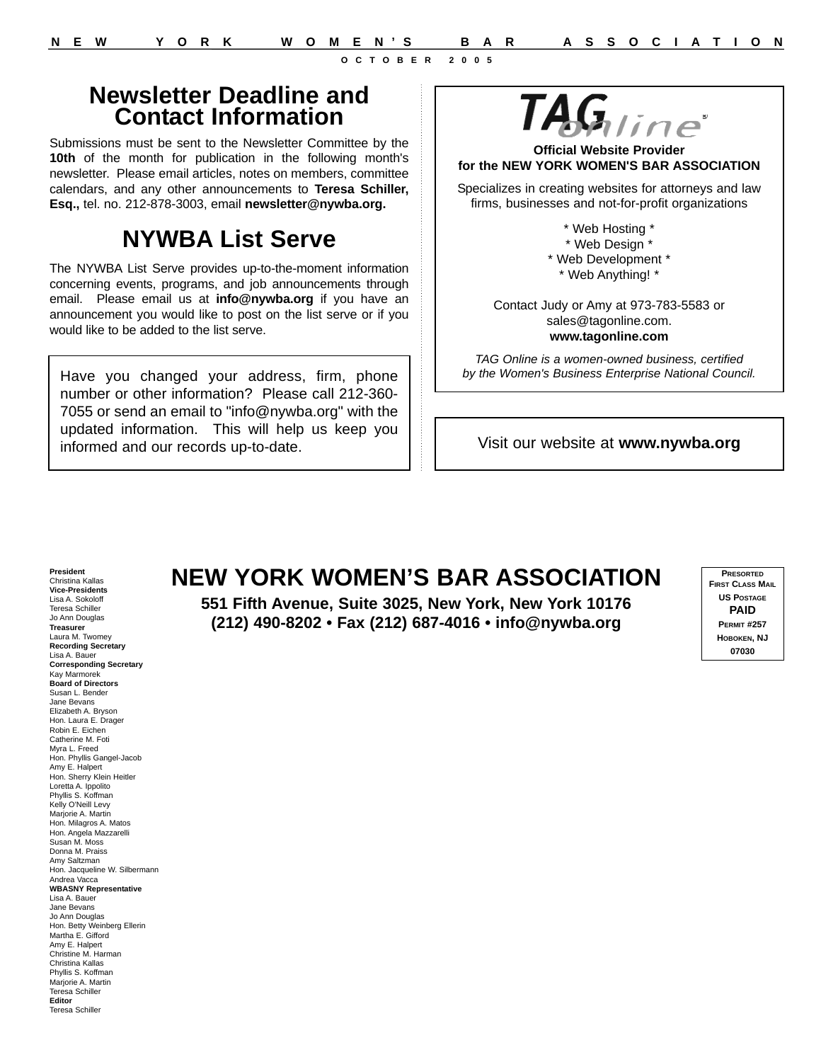## Newsletter Deadline and Contact Information

Submissions must be sent to the Newsletter Committee by the **10th** of the month for publication in the following month's newsletter. Please email articles, notes on members, committee calendars, and any other announcements to **Teresa Schiller, Esq.,** tel. no. 212-878-3003, email **newsletter@nywba.org.**

## NYWBA List Serve

The NYWBA List Serve provides up-to-the-moment information concerning events, programs, and job announcements through email. Please email us at **info@nywba.org** if you have an announcement you would like to post on the list serve or if you would like to be added to the list serve.

Have you changed your address, firm, phone number or other information? Please call 212-360-7055 or send an email to "info@nywba.org" with the updated information. This will help us keep you informed and our records up-to-date.

TAG online

**Official Website Provider for the NEW YORK WOMEN'S BAR ASSOCIATION**

Specializes in creating websites for attorneys and law firms, businesses and not-for-profit organizations

\* Web Hosting \*
\* Web Design \*
\* Web Development \*
\* Web Anything! \*

Contact Judy or Amy at 973-783-5583 or sales@tagonline.com.
**www.tagonline.com**

*TAG Online is a women-owned business, certified by the Women's Business Enterprise National Council.*

Visit our website at **www.nywba.org**

# NEW YORK WOMEN'S BAR ASSOCIATION

**551 Fifth Avenue, Suite 3025, New York, New York 10176**
**(212) 490-8202 • Fax (212) 687-4016 • info@nywba.org**

PRESORTED
FIRST CLASS MAIL
US POSTAGE
**PAID**
PERMIT #257
HOBOKEN, NJ
07030

**President**
Christina Kallas
**Vice-Presidents**
Lisa A. Sokoloff
Teresa Schiller
Jo Ann Douglas
**Treasurer**
Laura M. Twomey
**Recording Secretary**
Lisa A. Bauer
**Corresponding Secretary**
Kay Marmorek
**Board of Directors**
Susan L. Bender
Jane Bevans
Elizabeth A. Bryson
Hon. Laura E. Drager
Robin E. Eichen
Catherine M. Foti
Myra L. Freed
Hon. Phyllis Gangel-Jacob
Amy E. Halpert
Hon. Sherry Klein Heitler
Loretta A. Ippolito
Phyllis S. Koffman
Kelly O'Neill Levy
Marjorie A. Martin
Hon. Milagros A. Matos
Hon. Angela Mazzarelli
Susan M. Moss
Donna M. Praiss
Amy Saltzman
Hon. Jacqueline W. Silbermann
Andrea Vacca
**WBASNY Representative**
Lisa A. Bauer
Jane Bevans
Jo Ann Douglas
Hon. Betty Weinberg Ellerin
Martha E. Gifford
Amy E. Halpert
Christine M. Harman
Christina Kallas
Phyllis S. Koffman
Marjorie A. Martin
Teresa Schiller
**Editor**
Teresa Schiller